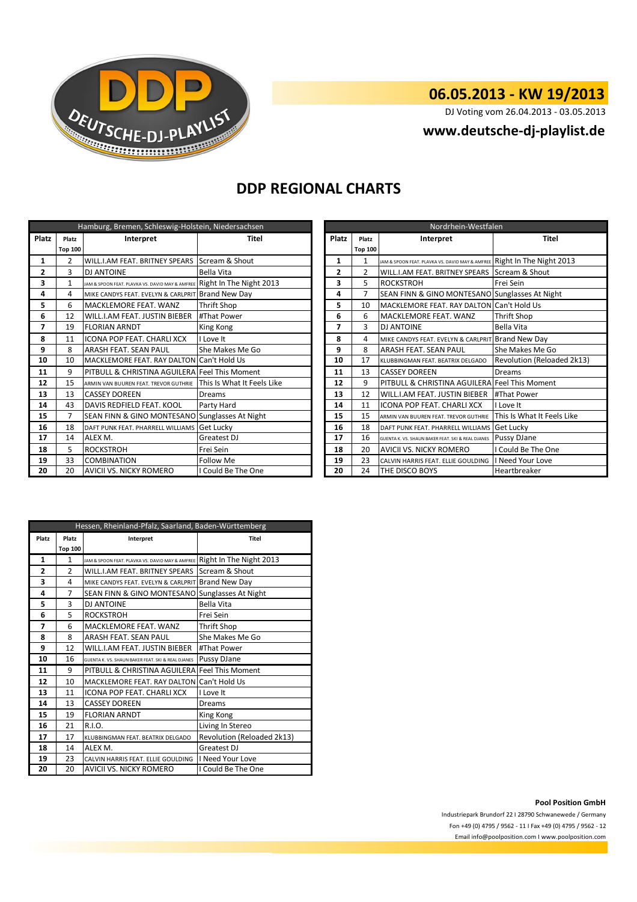DEUTSCHE-DJ-PLAYLIST

## 06.05.2013 - KW 19/2013

DJ Voting vom 26.04.2013 - 03.05.2013

**www.deutsche-dj-playlist.de**

# DDP REGIONAL CHARTS

| Hamburg, Bremen, Schleswig-Holstein, Niedersachsen | | | |
|---|---|---|---|
| Platz | Platz Top 100 | Interpret | Titel |
| 1 | 2 | WILL.I.AM FEAT. BRITNEY SPEARS | Scream & Shout |
| 2 | 3 | DJ ANTOINE | Bella Vita |
| 3 | 1 | JAM & SPOON FEAT. PLAVKA VS. DAVID MAY & AMFREE | Right In The Night 2013 |
| 4 | 4 | MIKE CANDYS FEAT. EVELYN & CARLPRIT | Brand New Day |
| 5 | 6 | MACKLEMORE FEAT. WANZ | Thrift Shop |
| 6 | 12 | WILL.I.AM FEAT. JUSTIN BIEBER | #That Power |
| 7 | 19 | FLORIAN ARNDT | King Kong |
| 8 | 11 | ICONA POP FEAT. CHARLI XCX | I Love It |
| 9 | 8 | ARASH FEAT. SEAN PAUL | She Makes Me Go |
| 10 | 10 | MACKLEMORE FEAT. RAY DALTON | Can't Hold Us |
| 11 | 9 | PITBULL & CHRISTINA AGUILERA | Feel This Moment |
| 12 | 15 | ARMIN VAN BUUREN FEAT. TREVOR GUTHRIE | This Is What It Feels Like |
| 13 | 13 | CASSEY DOREEN | Dreams |
| 14 | 43 | DAVIS REDFIELD FEAT. KOOL | Party Hard |
| 15 | 7 | SEAN FINN & GINO MONTESANO | Sunglasses At Night |
| 16 | 18 | DAFT PUNK FEAT. PHARRELL WILLIAMS | Get Lucky |
| 17 | 14 | ALEX M. | Greatest DJ |
| 18 | 5 | ROCKSTROH | Frei Sein |
| 19 | 33 | COMBINATION | Follow Me |
| 20 | 20 | AVICII VS. NICKY ROMERO | I Could Be The One |

| Nordrhein-Westfalen | | | |
|---|---|---|---|
| Platz | Platz Top 100 | Interpret | Titel |
| 1 | 1 | JAM & SPOON FEAT. PLAVKA VS. DAVID MAY & AMFREE | Right In The Night 2013 |
| 2 | 2 | WILL.I.AM FEAT. BRITNEY SPEARS | Scream & Shout |
| 3 | 5 | ROCKSTROH | Frei Sein |
| 4 | 7 | SEAN FINN & GINO MONTESANO | Sunglasses At Night |
| 5 | 10 | MACKLEMORE FEAT. RAY DALTON | Can't Hold Us |
| 6 | 6 | MACKLEMORE FEAT. WANZ | Thrift Shop |
| 7 | 3 | DJ ANTOINE | Bella Vita |
| 8 | 4 | MIKE CANDYS FEAT. EVELYN & CARLPRIT | Brand New Day |
| 9 | 8 | ARASH FEAT. SEAN PAUL | She Makes Me Go |
| 10 | 17 | KLUBBINGMAN FEAT. BEATRIX DELGADO | Revolution (Reloaded 2k13) |
| 11 | 13 | CASSEY DOREEN | Dreams |
| 12 | 9 | PITBULL & CHRISTINA AGUILERA | Feel This Moment |
| 13 | 12 | WILL.I.AM FEAT. JUSTIN BIEBER | #That Power |
| 14 | 11 | ICONA POP FEAT. CHARLI XCX | I Love It |
| 15 | 15 | ARMIN VAN BUUREN FEAT. TREVOR GUTHRIE | This Is What It Feels Like |
| 16 | 18 | DAFT PUNK FEAT. PHARRELL WILLIAMS | Get Lucky |
| 17 | 16 | GUENTA K. VS. SHAUN BAKER FEAT. SKI & REAL DJANES | Pussy DJane |
| 18 | 20 | AVICII VS. NICKY ROMERO | I Could Be The One |
| 19 | 23 | CALVIN HARRIS FEAT. ELLIE GOULDING | I Need Your Love |
| 20 | 24 | THE DISCO BOYS | Heartbreaker |

| Hessen, Rheinland-Pfalz, Saarland, Baden-Württemberg | | | |
|---|---|---|---|
| Platz | Platz Top 100 | Interpret | Titel |
| 1 | 1 | JAM & SPOON FEAT. PLAVKA VS. DAVID MAY & AMFREE | Right In The Night 2013 |
| 2 | 2 | WILL.I.AM FEAT. BRITNEY SPEARS | Scream & Shout |
| 3 | 4 | MIKE CANDYS FEAT. EVELYN & CARLPRIT | Brand New Day |
| 4 | 7 | SEAN FINN & GINO MONTESANO | Sunglasses At Night |
| 5 | 3 | DJ ANTOINE | Bella Vita |
| 6 | 5 | ROCKSTROH | Frei Sein |
| 7 | 6 | MACKLEMORE FEAT. WANZ | Thrift Shop |
| 8 | 8 | ARASH FEAT. SEAN PAUL | She Makes Me Go |
| 9 | 12 | WILL.I.AM FEAT. JUSTIN BIEBER | #That Power |
| 10 | 16 | GUENTA K. VS. SHAUN BAKER FEAT. SKI & REAL DJANES | Pussy DJane |
| 11 | 9 | PITBULL & CHRISTINA AGUILERA | Feel This Moment |
| 12 | 10 | MACKLEMORE FEAT. RAY DALTON | Can't Hold Us |
| 13 | 11 | ICONA POP FEAT. CHARLI XCX | I Love It |
| 14 | 13 | CASSEY DOREEN | Dreams |
| 15 | 19 | FLORIAN ARNDT | King Kong |
| 16 | 21 | R.I.O. | Living In Stereo |
| 17 | 17 | KLUBBINGMAN FEAT. BEATRIX DELGADO | Revolution (Reloaded 2k13) |
| 18 | 14 | ALEX M. | Greatest DJ |
| 19 | 23 | CALVIN HARRIS FEAT. ELLIE GOULDING | I Need Your Love |
| 20 | 20 | AVICII VS. NICKY ROMERO | I Could Be The One |

**Pool Position GmbH**

Industriepark Brundorf 22 I 28790 Schwanewede / Germany

Fon +49 (0) 4795 / 9562 - 11 I Fax +49 (0) 4795 / 9562 - 12

Email info@poolposition.com I www.poolposition.com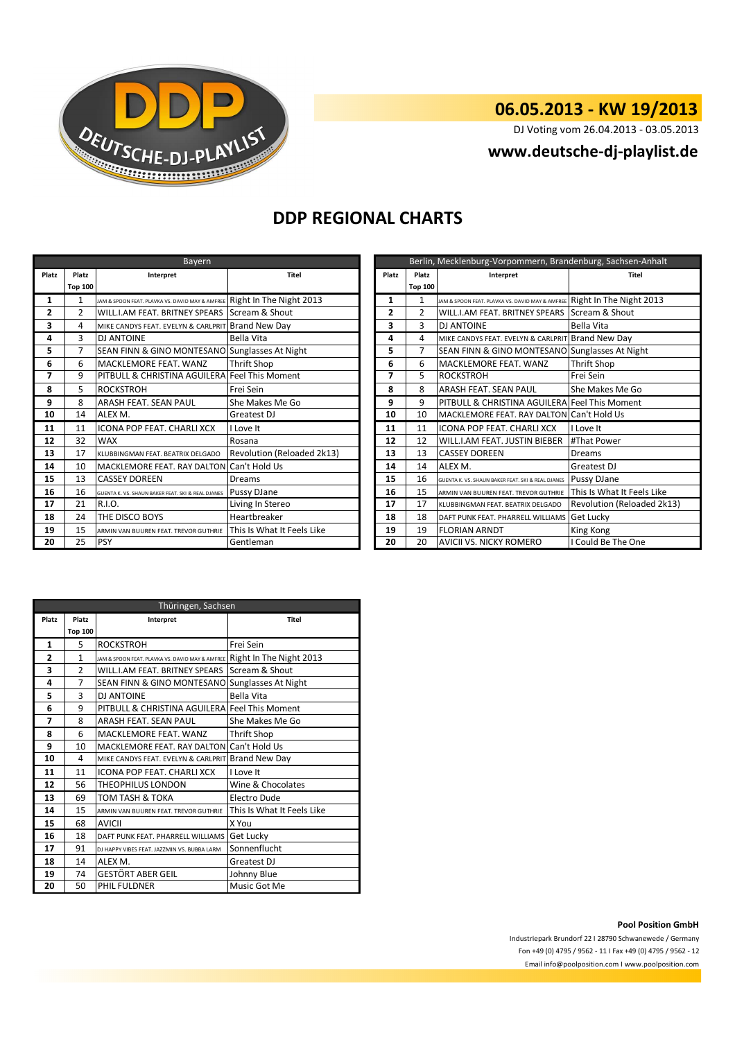# 06.05.2013 - KW 19/2013

DJ Voting vom 26.04.2013 - 03.05.2013

## www.deutsche-dj-playlist.de

## DDP REGIONAL CHARTS

| Bayern | | | |
|---|---|---|---|
| Platz | Platz Top 100 | Interpret | Titel |
| 1 | 1 | JAM & SPOON FEAT. PLAVKA VS. DAVID MAY & AMFREE | Right In The Night 2013 |
| 2 | 2 | WILL.I.AM FEAT. BRITNEY SPEARS | Scream & Shout |
| 3 | 4 | MIKE CANDYS FEAT. EVELYN & CARLPRIT | Brand New Day |
| 4 | 3 | DJ ANTOINE | Bella Vita |
| 5 | 7 | SEAN FINN & GINO MONTESANO | Sunglasses At Night |
| 6 | 6 | MACKLEMORE FEAT. WANZ | Thrift Shop |
| 7 | 9 | PITBULL & CHRISTINA AGUILERA | Feel This Moment |
| 8 | 5 | ROCKSTROH | Frei Sein |
| 9 | 8 | ARASH FEAT. SEAN PAUL | She Makes Me Go |
| 10 | 14 | ALEX M. | Greatest DJ |
| 11 | 11 | ICONA POP FEAT. CHARLI XCX | I Love It |
| 12 | 32 | WAX | Rosana |
| 13 | 17 | KLUBBINGMAN FEAT. BEATRIX DELGADO | Revolution (Reloaded 2k13) |
| 14 | 10 | MACKLEMORE FEAT. RAY DALTON | Can't Hold Us |
| 15 | 13 | CASSEY DOREEN | Dreams |
| 16 | 16 | GUENTA K. VS. SHAUN BAKER FEAT. SKI & REAL DJANES | Pussy DJane |
| 17 | 21 | R.I.O. | Living In Stereo |
| 18 | 24 | THE DISCO BOYS | Heartbreaker |
| 19 | 15 | ARMIN VAN BUUREN FEAT. TREVOR GUTHRIE | This Is What It Feels Like |
| 20 | 25 | PSY | Gentleman |

| Berlin, Mecklenburg-Vorpommern, Brandenburg, Sachsen-Anhalt | | | |
|---|---|---|---|
| Platz | Platz Top 100 | Interpret | Titel |
| 1 | 1 | JAM & SPOON FEAT. PLAVKA VS. DAVID MAY & AMFREE | Right In The Night 2013 |
| 2 | 2 | WILL.I.AM FEAT. BRITNEY SPEARS | Scream & Shout |
| 3 | 3 | DJ ANTOINE | Bella Vita |
| 4 | 4 | MIKE CANDYS FEAT. EVELYN & CARLPRIT | Brand New Day |
| 5 | 7 | SEAN FINN & GINO MONTESANO | Sunglasses At Night |
| 6 | 6 | MACKLEMORE FEAT. WANZ | Thrift Shop |
| 7 | 5 | ROCKSTROH | Frei Sein |
| 8 | 8 | ARASH FEAT. SEAN PAUL | She Makes Me Go |
| 9 | 9 | PITBULL & CHRISTINA AGUILERA | Feel This Moment |
| 10 | 10 | MACKLEMORE FEAT. RAY DALTON | Can't Hold Us |
| 11 | 11 | ICONA POP FEAT. CHARLI XCX | I Love It |
| 12 | 12 | WILL.I.AM FEAT. JUSTIN BIEBER | #That Power |
| 13 | 13 | CASSEY DOREEN | Dreams |
| 14 | 14 | ALEX M. | Greatest DJ |
| 15 | 16 | GUENTA K. VS. SHAUN BAKER FEAT. SKI & REAL DJANES | Pussy DJane |
| 16 | 15 | ARMIN VAN BUUREN FEAT. TREVOR GUTHRIE | This Is What It Feels Like |
| 17 | 17 | KLUBBINGMAN FEAT. BEATRIX DELGADO | Revolution (Reloaded 2k13) |
| 18 | 18 | DAFT PUNK FEAT. PHARRELL WILLIAMS | Get Lucky |
| 19 | 19 | FLORIAN ARNDT | King Kong |
| 20 | 20 | AVICII VS. NICKY ROMERO | I Could Be The One |

| Thüringen, Sachsen | | | |
|---|---|---|---|
| Platz | Platz Top 100 | Interpret | Titel |
| 1 | 5 | ROCKSTROH | Frei Sein |
| 2 | 1 | JAM & SPOON FEAT. PLAVKA VS. DAVID MAY & AMFREE | Right In The Night 2013 |
| 3 | 2 | WILL.I.AM FEAT. BRITNEY SPEARS | Scream & Shout |
| 4 | 7 | SEAN FINN & GINO MONTESANO | Sunglasses At Night |
| 5 | 3 | DJ ANTOINE | Bella Vita |
| 6 | 9 | PITBULL & CHRISTINA AGUILERA | Feel This Moment |
| 7 | 8 | ARASH FEAT. SEAN PAUL | She Makes Me Go |
| 8 | 6 | MACKLEMORE FEAT. WANZ | Thrift Shop |
| 9 | 10 | MACKLEMORE FEAT. RAY DALTON | Can't Hold Us |
| 10 | 4 | MIKE CANDYS FEAT. EVELYN & CARLPRIT | Brand New Day |
| 11 | 11 | ICONA POP FEAT. CHARLI XCX | I Love It |
| 12 | 56 | THEOPHILUS LONDON | Wine & Chocolates |
| 13 | 69 | TOM TASH & TOKA | Electro Dude |
| 14 | 15 | ARMIN VAN BUUREN FEAT. TREVOR GUTHRIE | This Is What It Feels Like |
| 15 | 68 | AVICII | X You |
| 16 | 18 | DAFT PUNK FEAT. PHARRELL WILLIAMS | Get Lucky |
| 17 | 91 | DJ HAPPY VIBES FEAT. JAZZMIN VS. BUBBA LARM | Sonnenflucht |
| 18 | 14 | ALEX M. | Greatest DJ |
| 19 | 74 | GESTÖRT ABER GEIL | Johnny Blue |
| 20 | 50 | PHIL FULDNER | Music Got Me |

**Pool Position GmbH**

Industriepark Brundorf 22 I 28790 Schwanewede / Germany

Fon +49 (0) 4795 / 9562 - 11 I Fax +49 (0) 4795 / 9562 - 12

Email info@poolposition.com I www.poolposition.com